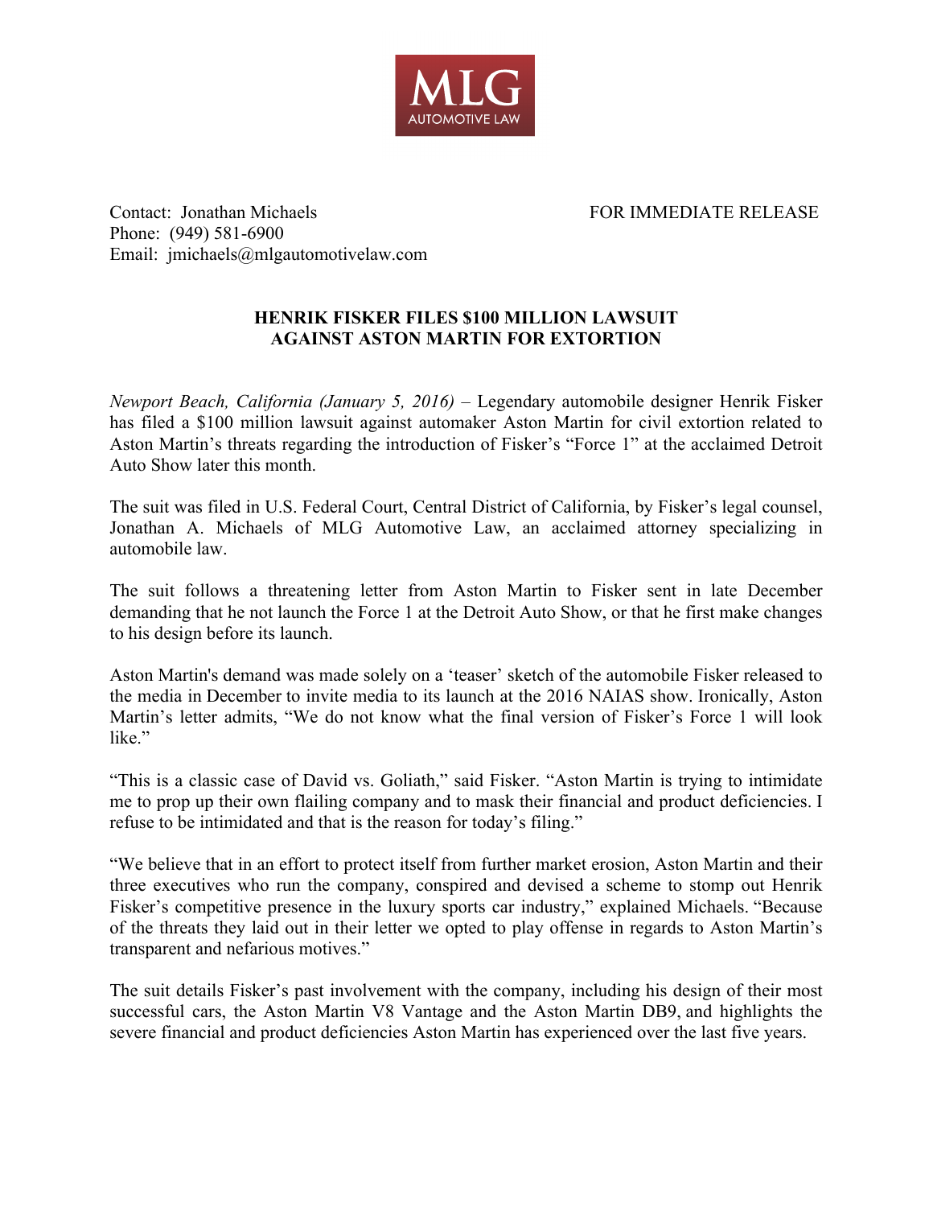MLG
AUTOMOTIVE LAW

Contact: Jonathan Michaels
Phone: (949) 581-6900
Email: jmichaels@mlgautomotivelaw.com

FOR IMMEDIATE RELEASE

**HENRIK FISKER FILES $100 MILLION LAWSUIT AGAINST ASTON MARTIN FOR EXTORTION**

*Newport Beach, California (January 5, 2016)* – Legendary automobile designer Henrik Fisker has filed a $100 million lawsuit against automaker Aston Martin for civil extortion related to Aston Martin's threats regarding the introduction of Fisker's "Force 1" at the acclaimed Detroit Auto Show later this month.

The suit was filed in U.S. Federal Court, Central District of California, by Fisker's legal counsel, Jonathan A. Michaels of MLG Automotive Law, an acclaimed attorney specializing in automobile law.

The suit follows a threatening letter from Aston Martin to Fisker sent in late December demanding that he not launch the Force 1 at the Detroit Auto Show, or that he first make changes to his design before its launch.

Aston Martin's demand was made solely on a 'teaser' sketch of the automobile Fisker released to the media in December to invite media to its launch at the 2016 NAIAS show. Ironically, Aston Martin's letter admits, "We do not know what the final version of Fisker's Force 1 will look like."

"This is a classic case of David vs. Goliath," said Fisker. "Aston Martin is trying to intimidate me to prop up their own flailing company and to mask their financial and product deficiencies. I refuse to be intimidated and that is the reason for today's filing."

"We believe that in an effort to protect itself from further market erosion, Aston Martin and their three executives who run the company, conspired and devised a scheme to stomp out Henrik Fisker's competitive presence in the luxury sports car industry," explained Michaels. "Because of the threats they laid out in their letter we opted to play offense in regards to Aston Martin's transparent and nefarious motives."

The suit details Fisker's past involvement with the company, including his design of their most successful cars, the Aston Martin V8 Vantage and the Aston Martin DB9, and highlights the severe financial and product deficiencies Aston Martin has experienced over the last five years.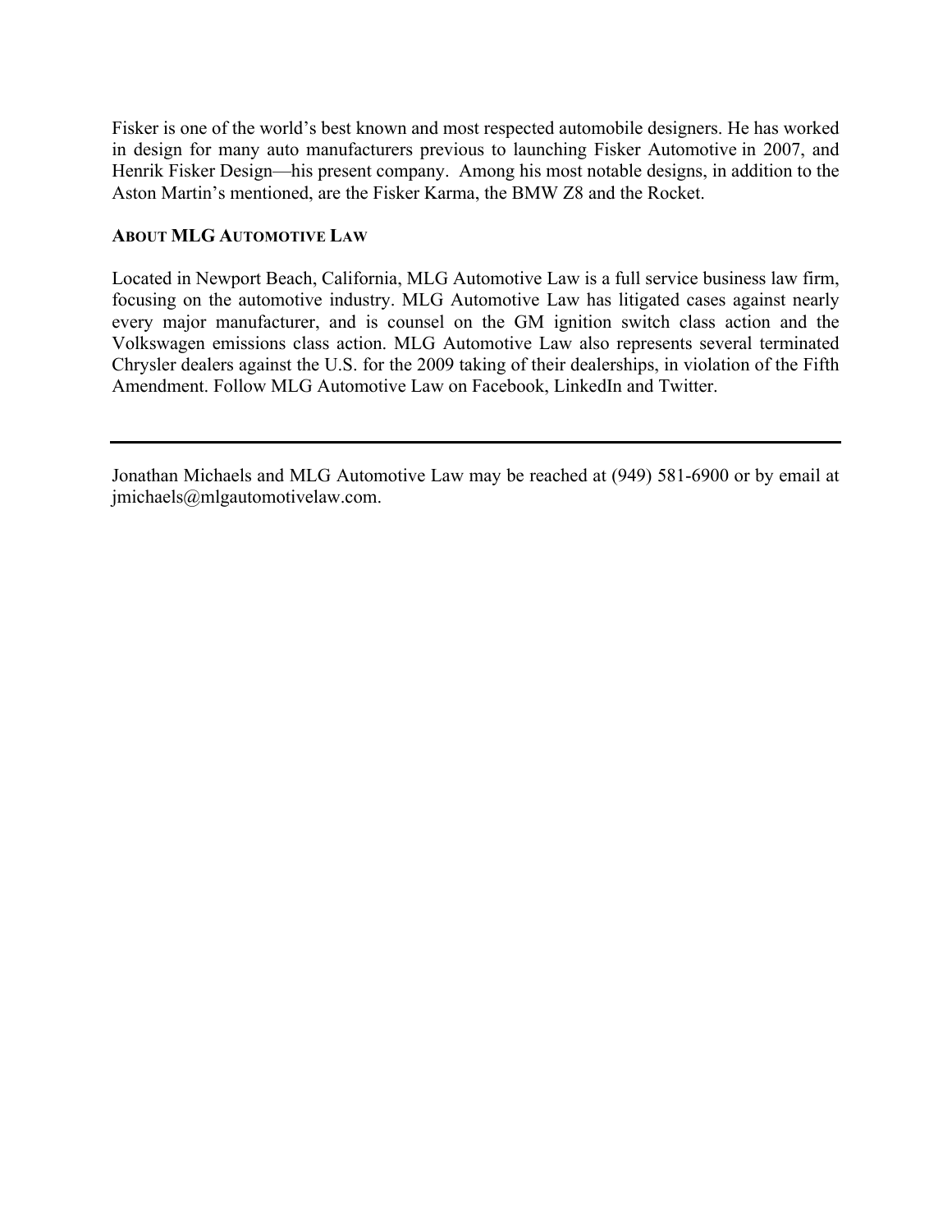Fisker is one of the world's best known and most respected automobile designers. He has worked in design for many auto manufacturers previous to launching Fisker Automotive in 2007, and Henrik Fisker Design—his present company. Among his most notable designs, in addition to the Aston Martin's mentioned, are the Fisker Karma, the BMW Z8 and the Rocket.

**ABOUT MLG AUTOMOTIVE LAW**

Located in Newport Beach, California, MLG Automotive Law is a full service business law firm, focusing on the automotive industry. MLG Automotive Law has litigated cases against nearly every major manufacturer, and is counsel on the GM ignition switch class action and the Volkswagen emissions class action. MLG Automotive Law also represents several terminated Chrysler dealers against the U.S. for the 2009 taking of their dealerships, in violation of the Fifth Amendment. Follow MLG Automotive Law on Facebook, LinkedIn and Twitter.

---

Jonathan Michaels and MLG Automotive Law may be reached at (949) 581-6900 or by email at jmichaels@mlgautomotivelaw.com.